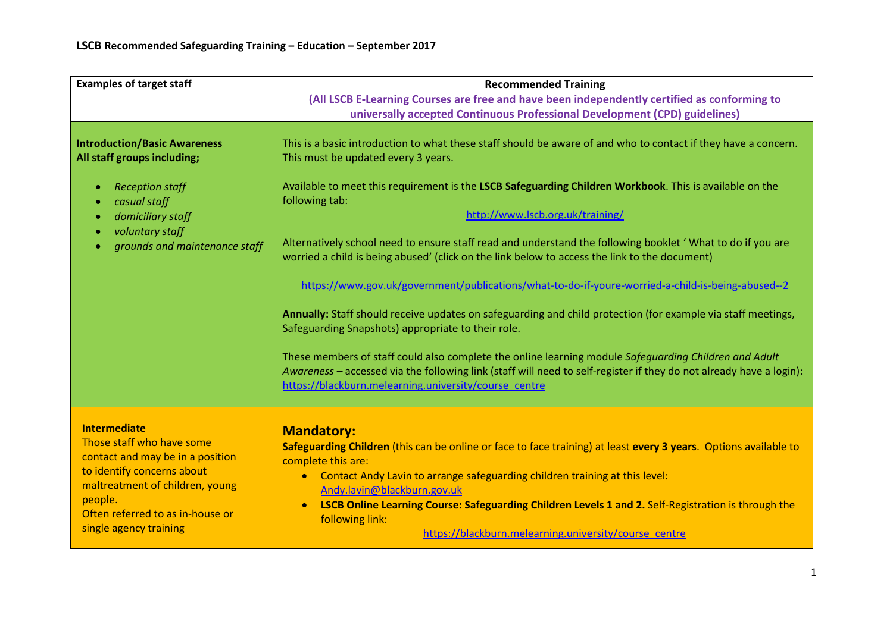## LSCB Recommended Safeguarding Training – Education – September 2017

| Examples of target staff | Recommended Training<br>**(All LSCB E-Learning Courses are free and have been independently certified as conforming to universally accepted Continuous Professional Development (CPD) guidelines)** |
|---|---|
| **Introduction/Basic Awareness**<br>**All staff groups including;**<br>• *Reception staff*<br>• *casual staff*<br>• *domiciliary staff*<br>• *voluntary staff*<br>• *grounds and maintenance staff* | This is a basic introduction to what these staff should be aware of and who to contact if they have a concern. This must be updated every 3 years.<br><br>Available to meet this requirement is the **LSCB Safeguarding Children Workbook**. This is available on the following tab:<br>http://www.lscb.org.uk/training/<br><br>Alternatively school need to ensure staff read and understand the following booklet ' What to do if you are worried a child is being abused' (click on the link below to access the link to the document)<br>https://www.gov.uk/government/publications/what-to-do-if-youre-worried-a-child-is-being-abused--2<br><br>**Annually:** Staff should receive updates on safeguarding and child protection (for example via staff meetings, Safeguarding Snapshots) appropriate to their role.<br><br>These members of staff could also complete the online learning module *Safeguarding Children and Adult Awareness* – accessed via the following link (staff will need to self-register if they do not already have a login): https://blackburn.melearning.university/course_centre |
| **Intermediate**<br>Those staff who have some contact and may be in a position to identify concerns about maltreatment of children, young people.<br>Often referred to as in-house or single agency training | **Mandatory:**<br>**Safeguarding Children** (this can be online or face to face training) at least **every 3 years**. Options available to complete this are:<br>• Contact Andy Lavin to arrange safeguarding children training at this level: Andy.lavin@blackburn.gov.uk<br>• **LSCB Online Learning Course: Safeguarding Children Levels 1 and 2.** Self-Registration is through the following link:<br>https://blackburn.melearning.university/course_centre |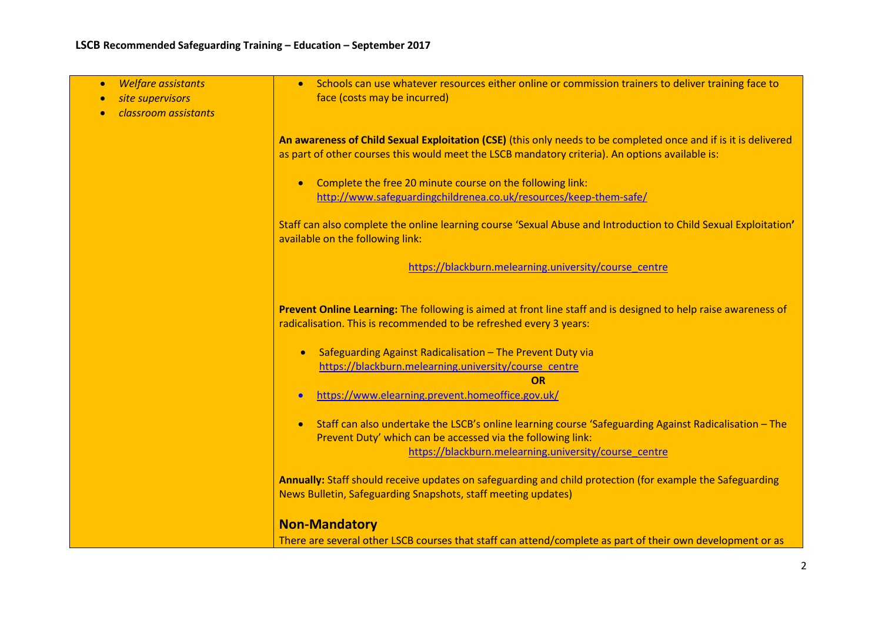## LSCB Recommended Safeguarding Training – Education – September 2017

| | |
|---|---|
| <ul><li>*Welfare assistants*</li><li>*site supervisors*</li><li>*classroom assistants*</li></ul> | <ul><li>Schools can use whatever resources either online or commission trainers to deliver training face to face (costs may be incurred)</li></ul><br>**An awareness of Child Sexual Exploitation (CSE)** (this only needs to be completed once and if is it is delivered as part of other courses this would meet the LSCB mandatory criteria). An options available is:<br><ul><li>Complete the free 20 minute course on the following link: http://www.safeguardingchildrenea.co.uk/resources/keep-them-safe/</li></ul>Staff can also complete the online learning course 'Sexual Abuse and Introduction to Child Sexual Exploitation' available on the following link:<br>https://blackburn.melearning.university/course_centre<br><br>**Prevent Online Learning:** The following is aimed at front line staff and is designed to help raise awareness of radicalisation. This is recommended to be refreshed every 3 years:<br><ul><li>Safeguarding Against Radicalisation – The Prevent Duty via https://blackburn.melearning.university/course_centre<br>**OR**</li><li>https://www.elearning.prevent.homeoffice.gov.uk/</li><li>Staff can also undertake the LSCB's online learning course 'Safeguarding Against Radicalisation – The Prevent Duty' which can be accessed via the following link: https://blackburn.melearning.university/course_centre</li></ul>**Annually:** Staff should receive updates on safeguarding and child protection (for example the Safeguarding News Bulletin, Safeguarding Snapshots, staff meeting updates)<br><br>**Non-Mandatory**<br>There are several other LSCB courses that staff can attend/complete as part of their own development or as |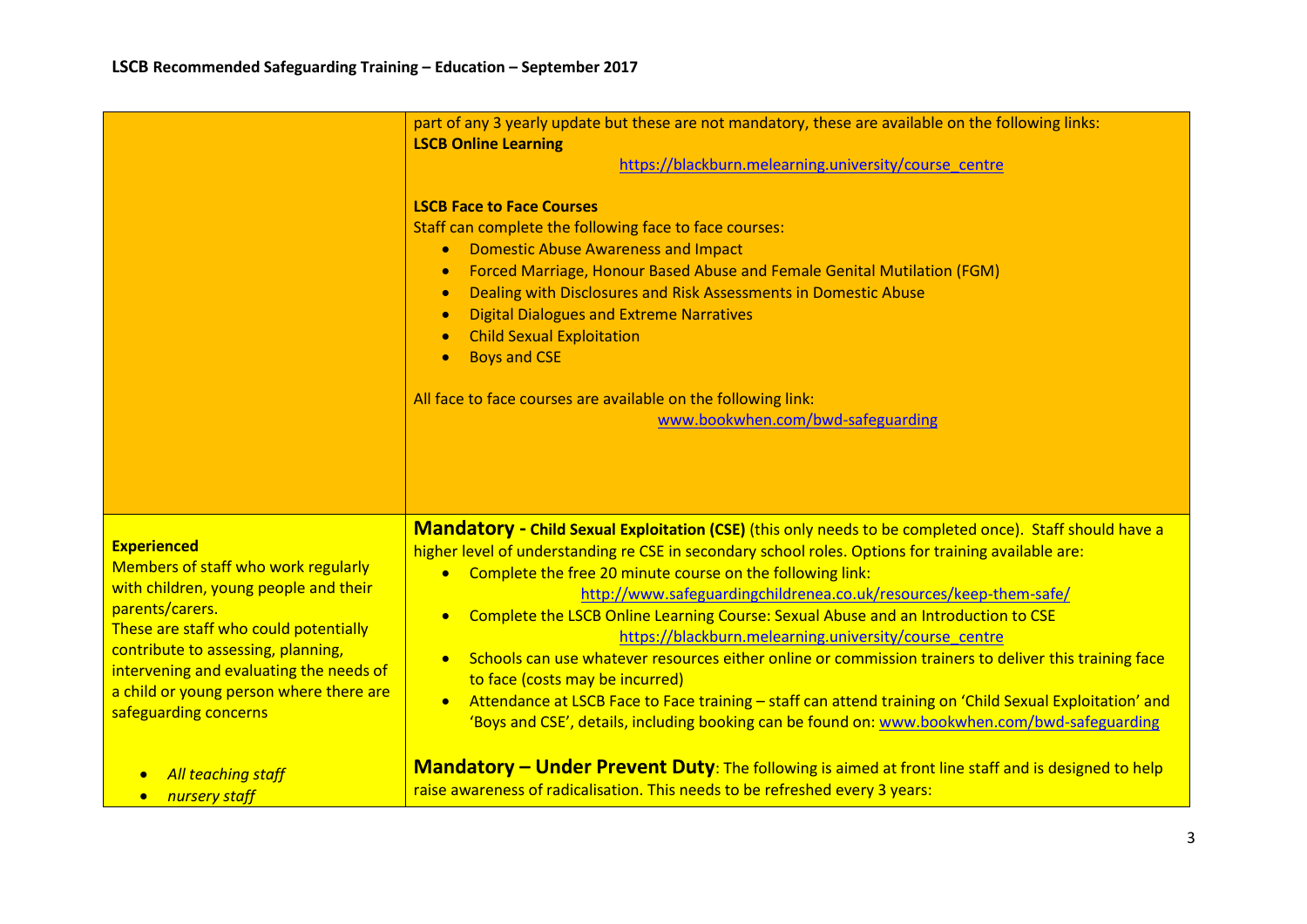| | |
|---|---|
| | part of any 3 yearly update but these are not mandatory, these are available on the following links:<br>**LSCB Online Learning**<br>https://blackburn.melearning.university/course_centre<br><br>**LSCB Face to Face Courses**<br>Staff can complete the following face to face courses:<br>• Domestic Abuse Awareness and Impact<br>• Forced Marriage, Honour Based Abuse and Female Genital Mutilation (FGM)<br>• Dealing with Disclosures and Risk Assessments in Domestic Abuse<br>• Digital Dialogues and Extreme Narratives<br>• Child Sexual Exploitation<br>• Boys and CSE<br><br>All face to face courses are available on the following link:<br>www.bookwhen.com/bwd-safeguarding |
| **Experienced**<br>Members of staff who work regularly with children, young people and their parents/carers.<br>These are staff who could potentially contribute to assessing, planning, intervening and evaluating the needs of a child or young person where there are safeguarding concerns<br><br>• *All teaching staff*<br>• *nursery staff* | **Mandatory - Child Sexual Exploitation (CSE)** (this only needs to be completed once). Staff should have a higher level of understanding re CSE in secondary school roles. Options for training available are:<br>• Complete the free 20 minute course on the following link:<br>http://www.safeguardingchildrenea.co.uk/resources/keep-them-safe/<br>• Complete the LSCB Online Learning Course: Sexual Abuse and an Introduction to CSE<br>https://blackburn.melearning.university/course_centre<br>• Schools can use whatever resources either online or commission trainers to deliver this training face to face (costs may be incurred)<br>• Attendance at LSCB Face to Face training – staff can attend training on 'Child Sexual Exploitation' and 'Boys and CSE', details, including booking can be found on: www.bookwhen.com/bwd-safeguarding<br><br>**Mandatory – Under Prevent Duty**: The following is aimed at front line staff and is designed to help raise awareness of radicalisation. This needs to be refreshed every 3 years: |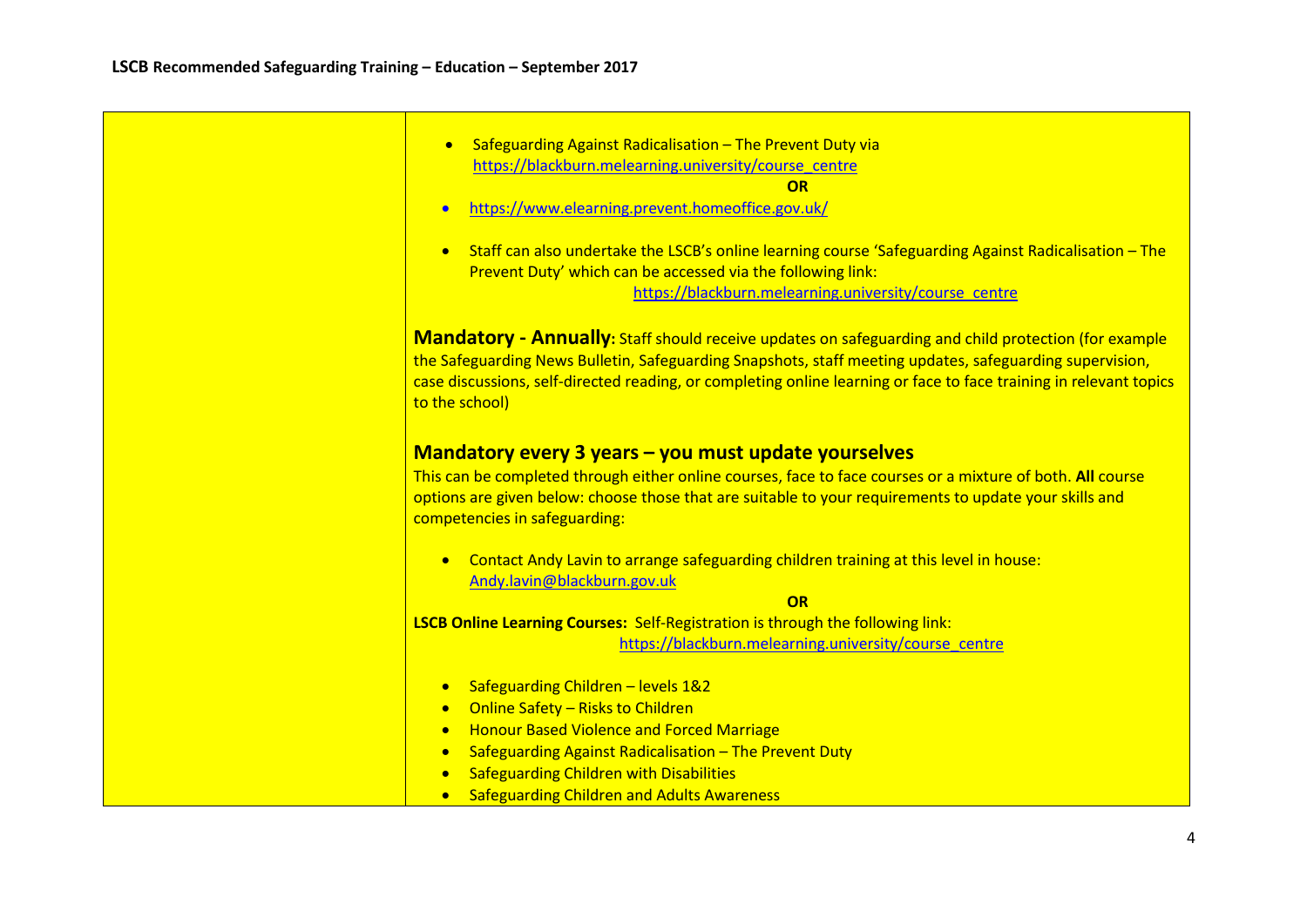| | |
|---|---|
| | • Safeguarding Against Radicalisation – The Prevent Duty via https://blackburn.melearning.university/course_centre <br> **OR** <br> • https://www.elearning.prevent.homeoffice.gov.uk/ <br><br> • Staff can also undertake the LSCB's online learning course 'Safeguarding Against Radicalisation – The Prevent Duty' which can be accessed via the following link: https://blackburn.melearning.university/course_centre <br><br> **Mandatory - Annually:** Staff should receive updates on safeguarding and child protection (for example the Safeguarding News Bulletin, Safeguarding Snapshots, staff meeting updates, safeguarding supervision, case discussions, self-directed reading, or completing online learning or face to face training in relevant topics to the school) <br><br> **Mandatory every 3 years – you must update yourselves** <br> This can be completed through either online courses, face to face courses or a mixture of both. **All** course options are given below: choose those that are suitable to your requirements to update your skills and competencies in safeguarding: <br><br> • Contact Andy Lavin to arrange safeguarding children training at this level in house: Andy.lavin@blackburn.gov.uk <br> **OR** <br> **LSCB Online Learning Courses:** Self-Registration is through the following link: https://blackburn.melearning.university/course_centre <br><br> • Safeguarding Children – levels 1&2 <br> • Online Safety – Risks to Children <br> • Honour Based Violence and Forced Marriage <br> • Safeguarding Against Radicalisation – The Prevent Duty <br> • Safeguarding Children with Disabilities <br> • Safeguarding Children and Adults Awareness |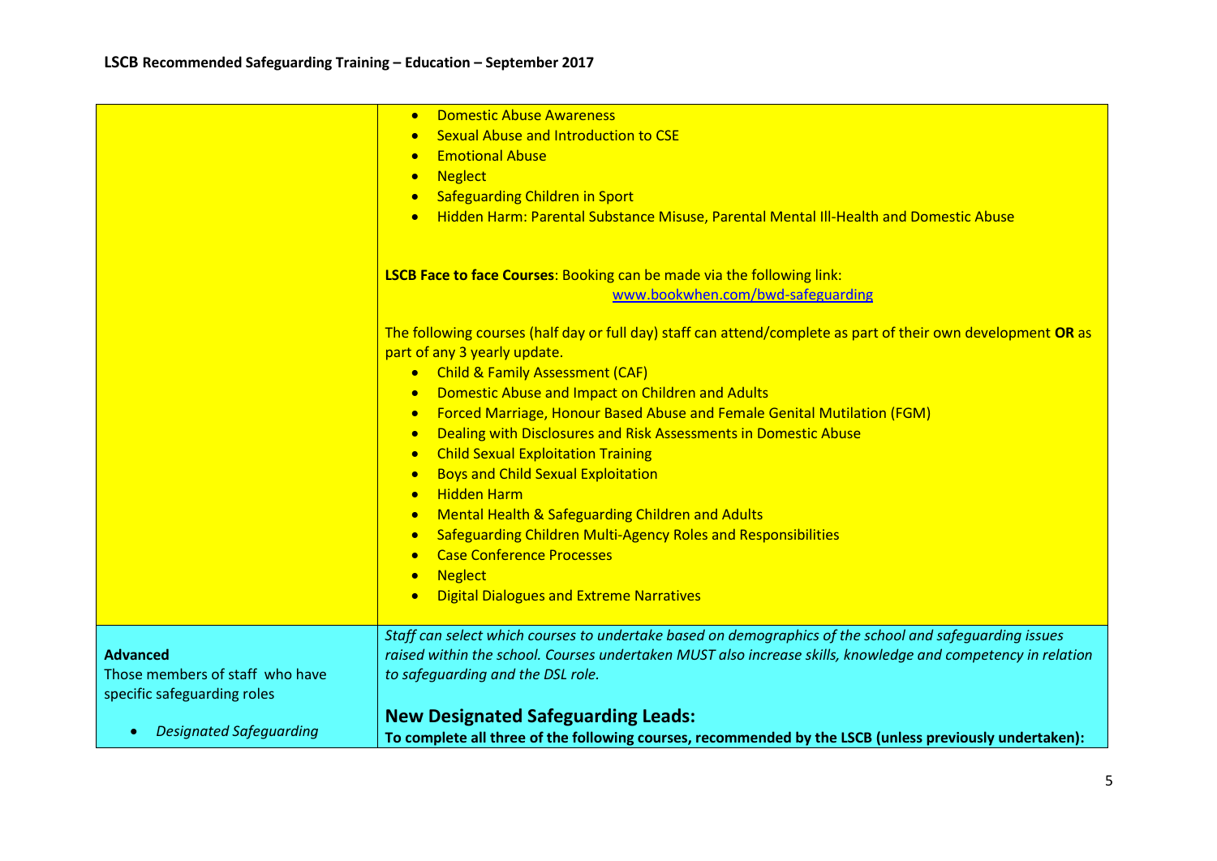## LSCB Recommended Safeguarding Training – Education – September 2017

| | |
|---|---|
| | • Domestic Abuse Awareness<br>• Sexual Abuse and Introduction to CSE<br>• Emotional Abuse<br>• Neglect<br>• Safeguarding Children in Sport<br>• Hidden Harm: Parental Substance Misuse, Parental Mental Ill-Health and Domestic Abuse<br><br>**LSCB Face to face Courses**: Booking can be made via the following link: [www.bookwhen.com/bwd-safeguarding](www.bookwhen.com/bwd-safeguarding)<br><br>The following courses (half day or full day) staff can attend/complete as part of their own development **OR** as part of any 3 yearly update.<br>• Child & Family Assessment (CAF)<br>• Domestic Abuse and Impact on Children and Adults<br>• Forced Marriage, Honour Based Abuse and Female Genital Mutilation (FGM)<br>• Dealing with Disclosures and Risk Assessments in Domestic Abuse<br>• Child Sexual Exploitation Training<br>• Boys and Child Sexual Exploitation<br>• Hidden Harm<br>• Mental Health & Safeguarding Children and Adults<br>• Safeguarding Children Multi-Agency Roles and Responsibilities<br>• Case Conference Processes<br>• Neglect<br>• Digital Dialogues and Extreme Narratives |
| **Advanced**<br>Those members of staff who have specific safeguarding roles<br><br>• *Designated Safeguarding* | *Staff can select which courses to undertake based on demographics of the school and safeguarding issues raised within the school. Courses undertaken MUST also increase skills, knowledge and competency in relation to safeguarding and the DSL role.*<br><br>**New Designated Safeguarding Leads:**<br>**To complete all three of the following courses, recommended by the LSCB (unless previously undertaken):** |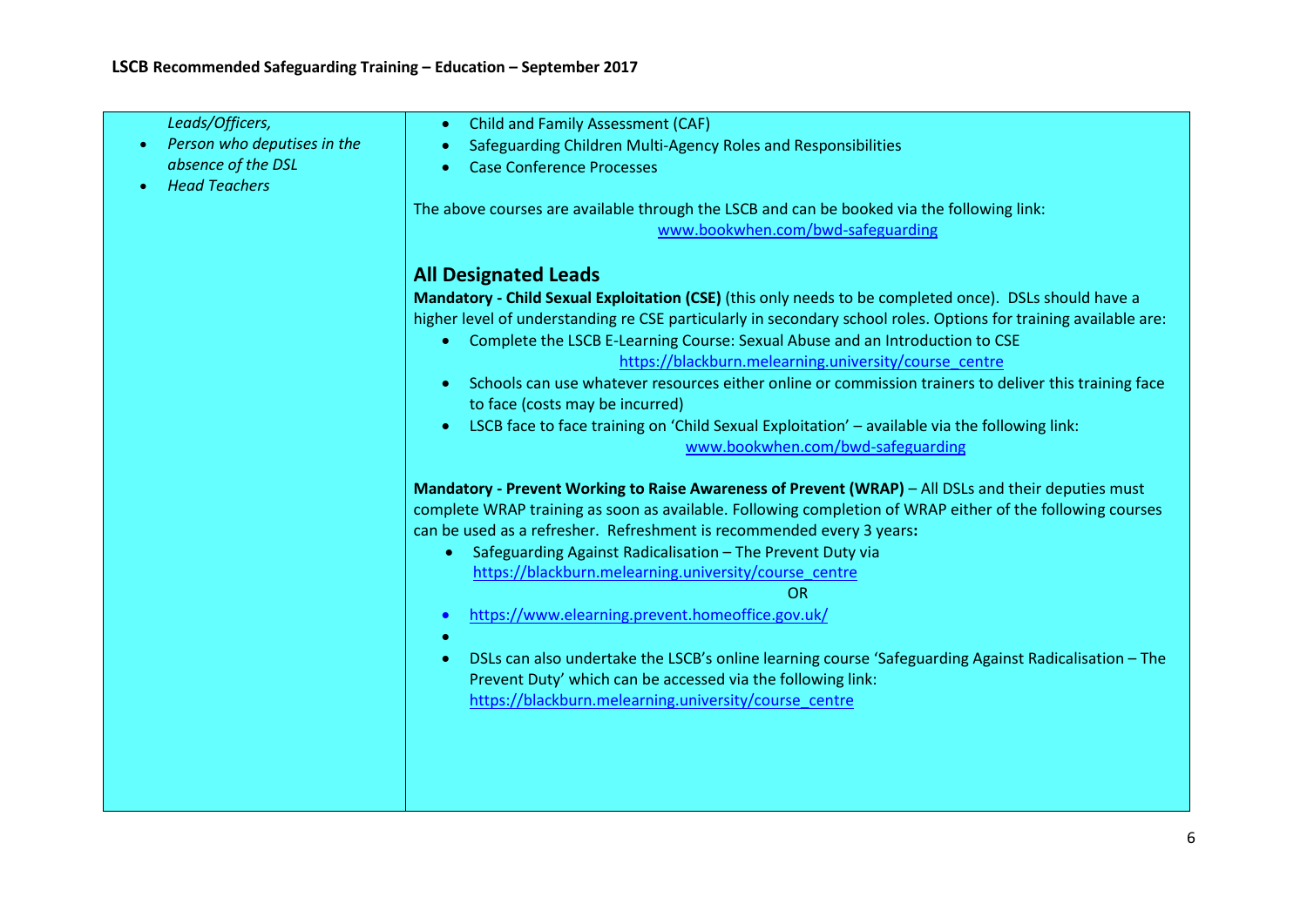| | |
|---|---|
| *Leads/Officers,*<br>• *Person who deputises in the absence of the DSL*<br>• *Head Teachers* | • Child and Family Assessment (CAF)<br>• Safeguarding Children Multi-Agency Roles and Responsibilities<br>• Case Conference Processes<br><br>The above courses are available through the LSCB and can be booked via the following link: [www.bookwhen.com/bwd-safeguarding](www.bookwhen.com/bwd-safeguarding)<br><br>**All Designated Leads**<br>**Mandatory - Child Sexual Exploitation (CSE)** (this only needs to be completed once). DSLs should have a higher level of understanding re CSE particularly in secondary school roles. Options for training available are:<br>• Complete the LSCB E-Learning Course: Sexual Abuse and an Introduction to CSE [https://blackburn.melearning.university/course_centre](https://blackburn.melearning.university/course_centre)<br>• Schools can use whatever resources either online or commission trainers to deliver this training face to face (costs may be incurred)<br>• LSCB face to face training on 'Child Sexual Exploitation' – available via the following link: [www.bookwhen.com/bwd-safeguarding](www.bookwhen.com/bwd-safeguarding)<br><br>**Mandatory - Prevent Working to Raise Awareness of Prevent (WRAP)** – All DSLs and their deputies must complete WRAP training as soon as available. Following completion of WRAP either of the following courses can be used as a refresher. Refreshment is recommended every 3 years**:**<br>• Safeguarding Against Radicalisation – The Prevent Duty via [https://blackburn.melearning.university/course_centre](https://blackburn.melearning.university/course_centre)<br>OR<br>• [https://www.elearning.prevent.homeoffice.gov.uk/](https://www.elearning.prevent.homeoffice.gov.uk/)<br>•<br>• DSLs can also undertake the LSCB's online learning course 'Safeguarding Against Radicalisation – The Prevent Duty' which can be accessed via the following link: [https://blackburn.melearning.university/course_centre](https://blackburn.melearning.university/course_centre) |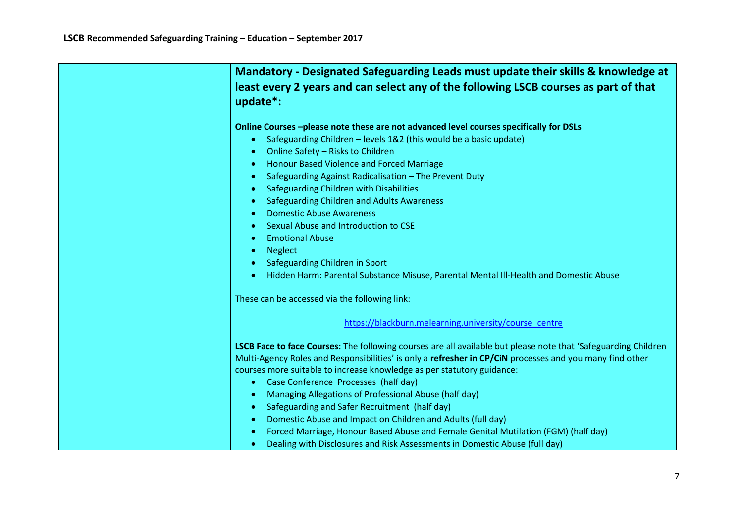**LSCB Recommended Safeguarding Training – Education – September 2017**

| | **Mandatory - Designated Safeguarding Leads must update their skills & knowledge at least every 2 years and can select any of the following LSCB courses as part of that update*:**<br><br>**Online Courses –please note these are not advanced level courses specifically for DSLs**<br>• Safeguarding Children – levels 1&2 (this would be a basic update)<br>• Online Safety – Risks to Children<br>• Honour Based Violence and Forced Marriage<br>• Safeguarding Against Radicalisation – The Prevent Duty<br>• Safeguarding Children with Disabilities<br>• Safeguarding Children and Adults Awareness<br>• Domestic Abuse Awareness<br>• Sexual Abuse and Introduction to CSE<br>• Emotional Abuse<br>• Neglect<br>• Safeguarding Children in Sport<br>• Hidden Harm: Parental Substance Misuse, Parental Mental Ill-Health and Domestic Abuse<br><br>These can be accessed via the following link:<br><br>https://blackburn.melearning.university/course_centre<br><br>**LSCB Face to face Courses:** The following courses are all available but please note that 'Safeguarding Children Multi-Agency Roles and Responsibilities' is only a **refresher in CP/CiN** processes and you many find other courses more suitable to increase knowledge as per statutory guidance:<br>• Case Conference Processes (half day)<br>• Managing Allegations of Professional Abuse (half day)<br>• Safeguarding and Safer Recruitment (half day)<br>• Domestic Abuse and Impact on Children and Adults (full day)<br>• Forced Marriage, Honour Based Abuse and Female Genital Mutilation (FGM) (half day)<br>• Dealing with Disclosures and Risk Assessments in Domestic Abuse (full day) |
|---|---|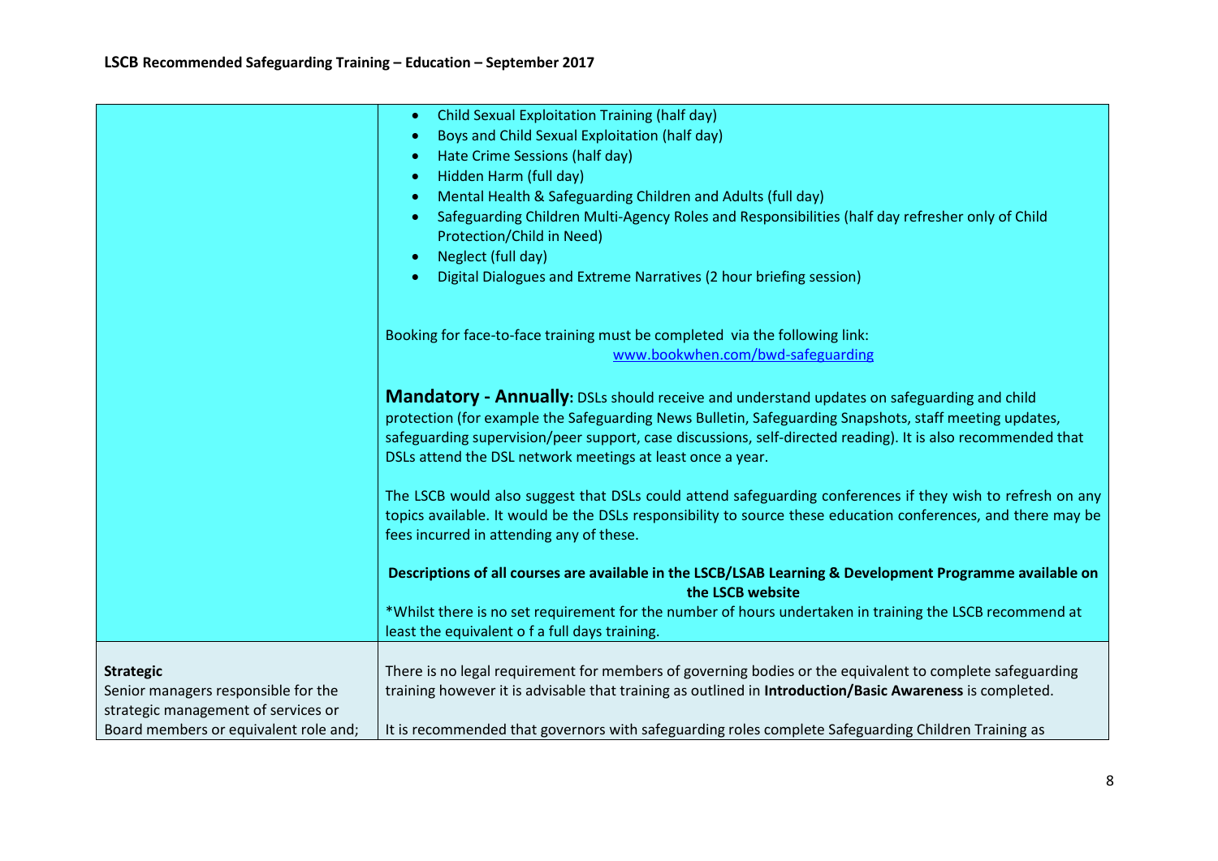| | |
|---|---|
| | • Child Sexual Exploitation Training (half day)<br>• Boys and Child Sexual Exploitation (half day)<br>• Hate Crime Sessions (half day)<br>• Hidden Harm (full day)<br>• Mental Health & Safeguarding Children and Adults (full day)<br>• Safeguarding Children Multi-Agency Roles and Responsibilities (half day refresher only of Child Protection/Child in Need)<br>• Neglect (full day)<br>• Digital Dialogues and Extreme Narratives (2 hour briefing session)<br><br>Booking for face-to-face training must be completed via the following link: [www.bookwhen.com/bwd-safeguarding](www.bookwhen.com/bwd-safeguarding)<br><br>**Mandatory - Annually:** DSLs should receive and understand updates on safeguarding and child protection (for example the Safeguarding News Bulletin, Safeguarding Snapshots, staff meeting updates, safeguarding supervision/peer support, case discussions, self-directed reading). It is also recommended that DSLs attend the DSL network meetings at least once a year.<br><br>The LSCB would also suggest that DSLs could attend safeguarding conferences if they wish to refresh on any topics available. It would be the DSLs responsibility to source these education conferences, and there may be fees incurred in attending any of these.<br><br>**Descriptions of all courses are available in the LSCB/LSAB Learning & Development Programme available on the LSCB website**<br>*Whilst there is no set requirement for the number of hours undertaken in training the LSCB recommend at least the equivalent o f a full days training. |
| **Strategic**<br>Senior managers responsible for the strategic management of services or Board members or equivalent role and; | There is no legal requirement for members of governing bodies or the equivalent to complete safeguarding training however it is advisable that training as outlined in **Introduction/Basic Awareness** is completed.<br><br>It is recommended that governors with safeguarding roles complete Safeguarding Children Training as |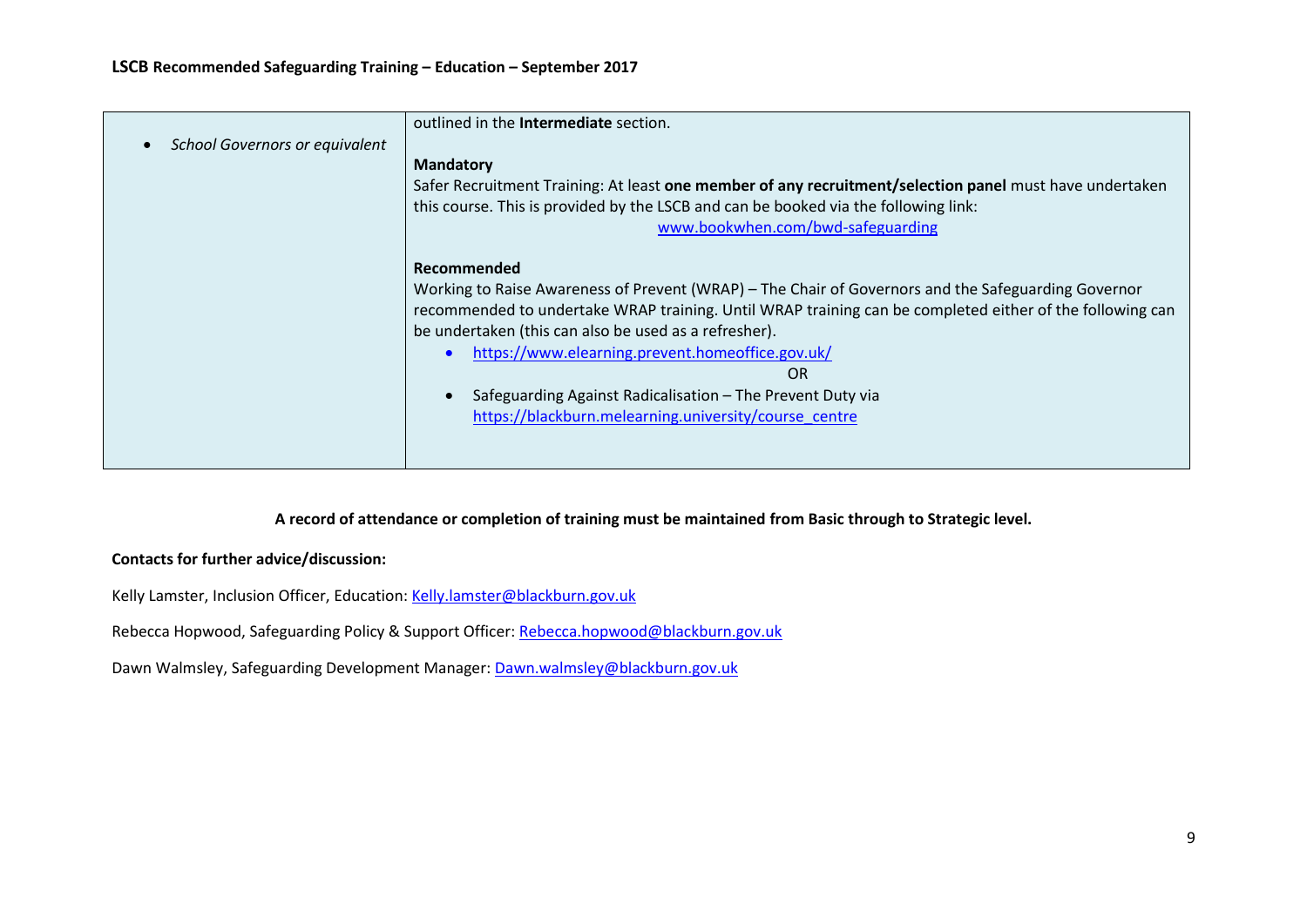| | |
|---|---|
| • *School Governors or equivalent* | outlined in the **Intermediate** section.<br><br>**Mandatory**<br>Safer Recruitment Training: At least **one member of any recruitment/selection panel** must have undertaken this course. This is provided by the LSCB and can be booked via the following link:<br>www.bookwhen.com/bwd-safeguarding<br><br>**Recommended**<br>Working to Raise Awareness of Prevent (WRAP) – The Chair of Governors and the Safeguarding Governor recommended to undertake WRAP training. Until WRAP training can be completed either of the following can be undertaken (this can also be used as a refresher).<br>• https://www.elearning.prevent.homeoffice.gov.uk/<br>OR<br>• Safeguarding Against Radicalisation – The Prevent Duty via https://blackburn.melearning.university/course_centre |

**A record of attendance or completion of training must be maintained from Basic through to Strategic level.**

**Contacts for further advice/discussion:**

Kelly Lamster, Inclusion Officer, Education: Kelly.lamster@blackburn.gov.uk

Rebecca Hopwood, Safeguarding Policy & Support Officer: Rebecca.hopwood@blackburn.gov.uk

Dawn Walmsley, Safeguarding Development Manager: Dawn.walmsley@blackburn.gov.uk